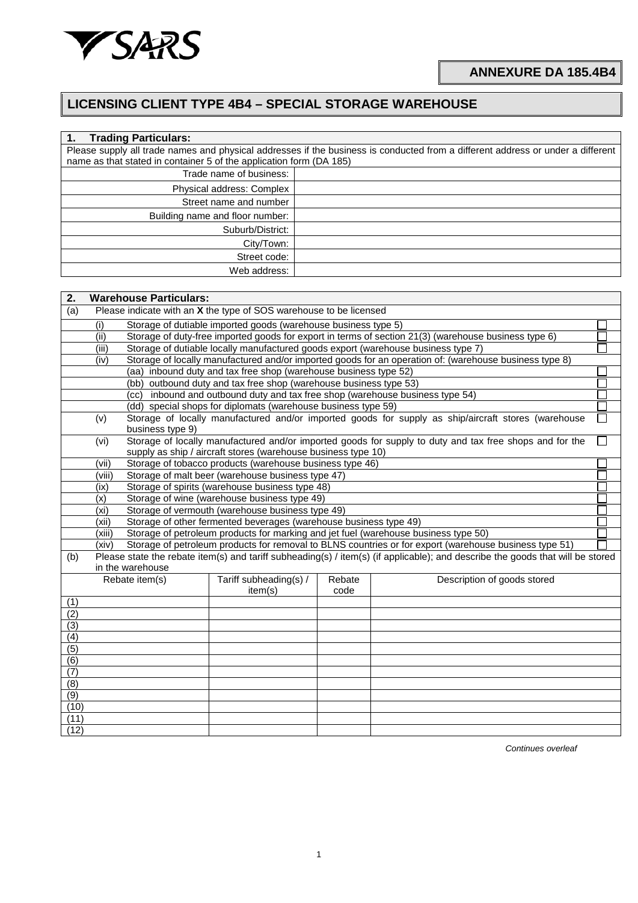SARS

**ANNEXURE DA 185.4B4**

# LICENSING CLIENT TYPE 4B4 – SPECIAL STORAGE WAREHOUSE

| **1. Trading Particulars:** | |
|---|---|
| Please supply all trade names and physical addresses if the business is conducted from a different address or under a different name as that stated in container 5 of the application form (DA 185) | |
| Trade name of business: | |
| Physical address: Complex | |
| Street name and number | |
| Building name and floor number: | |
| Suburb/District: | |
| City/Town: | |
| Street code: | |
| Web address: | |

**2. Warehouse Particulars:**

(a) Please indicate with an **X** the type of SOS warehouse to be licensed

| | | |
|---|---|---|
| (i) | Storage of dutiable imported goods (warehouse business type 5) | ☐ |
| (ii) | Storage of duty-free imported goods for export in terms of section 21(3) (warehouse business type 6) | ☐ |
| (iii) | Storage of dutiable locally manufactured goods export (warehouse business type 7) | ☐ |
| (iv) | Storage of locally manufactured and/or imported goods for an operation of: (warehouse business type 8) | |
| | (aa) inbound duty and tax free shop (warehouse business type 52) | ☐ |
| | (bb) outbound duty and tax free shop (warehouse business type 53) | ☐ |
| | (cc) inbound and outbound duty and tax free shop (warehouse business type 54) | ☐ |
| | (dd) special shops for diplomats (warehouse business type 59) | ☐ |
| (v) | Storage of locally manufactured and/or imported goods for supply as ship/aircraft stores (warehouse business type 9) | ☐ |
| (vi) | Storage of locally manufactured and/or imported goods for supply to duty and tax free shops and for the supply as ship / aircraft stores (warehouse business type 10) | ☐ |
| (vii) | Storage of tobacco products (warehouse business type 46) | ☐ |
| (viii) | Storage of malt beer (warehouse business type 47) | ☐ |
| (ix) | Storage of spirits (warehouse business type 48) | ☐ |
| (x) | Storage of wine (warehouse business type 49) | ☐ |
| (xi) | Storage of vermouth (warehouse business type 49) | ☐ |
| (xii) | Storage of other fermented beverages (warehouse business type 49) | ☐ |
| (xiii) | Storage of petroleum products for marking and jet fuel (warehouse business type 50) | ☐ |
| (xiv) | Storage of petroleum products for removal to BLNS countries or for export (warehouse business type 51) | ☐ |

(b) Please state the rebate item(s) and tariff subheading(s) / item(s) (if applicable); and describe the goods that will be stored in the warehouse

| Rebate item(s) | Tariff subheading(s) / item(s) | Rebate code | Description of goods stored |
|---|---|---|---|
| (1) | | | |
| (2) | | | |
| (3) | | | |
| (4) | | | |
| (5) | | | |
| (6) | | | |
| (7) | | | |
| (8) | | | |
| (9) | | | |
| (10) | | | |
| (11) | | | |
| (12) | | | |

*Continues overleaf*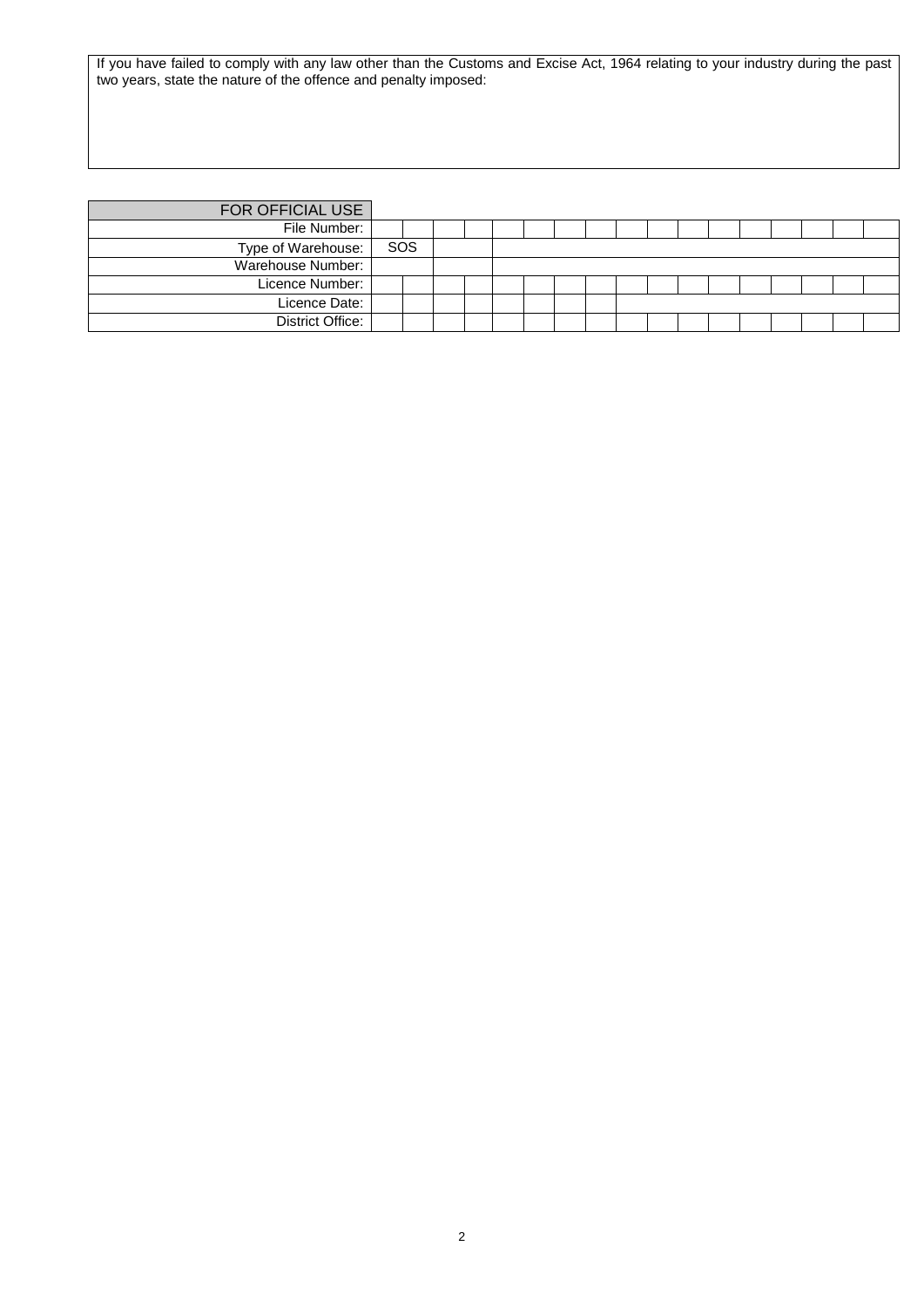If you have failed to comply with any law other than the Customs and Excise Act, 1964 relating to your industry during the past two years, state the nature of the offence and penalty imposed:

| FOR OFFICIAL USE | | | | | | | | | | | | | | | | | |
|---|---|---|---|---|---|---|---|---|---|---|---|---|---|---|---|---|---|
| File Number: | | | | | | | | | | | | | | | | | |
| Type of Warehouse: | SOS | | | | | | | | | | | | | | | | |
| Warehouse Number: | | | | | | | | | | | | | | | | | |
| Licence Number: | | | | | | | | | | | | | | | | | |
| Licence Date: | | | | | | | | | | | | | | | | | |
| District Office: | | | | | | | | | | | | | | | | | |